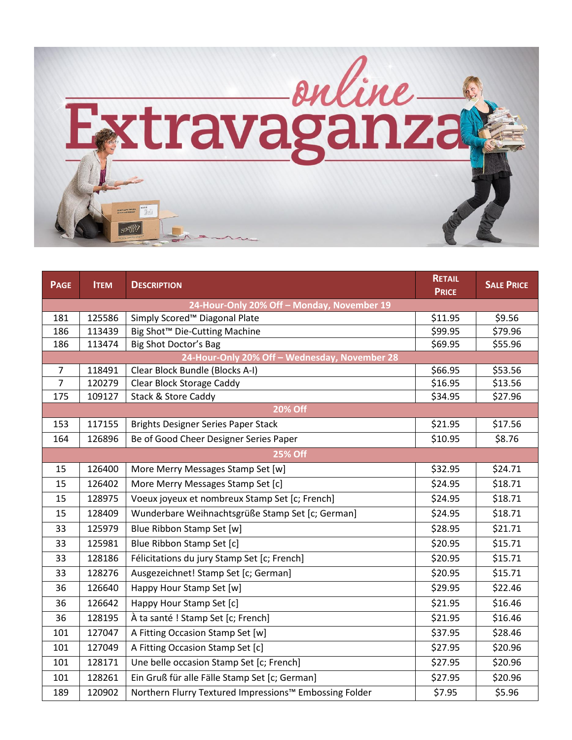# online Extravaganza

| Page | Item | Description | Retail Price | Sale Price |
|---|---|---|---|---|
| 24-Hour-Only 20% Off – Monday, November 19 | | | | |
| 181 | 125586 | Simply Scored™ Diagonal Plate | $11.95 | $9.56 |
| 186 | 113439 | Big Shot™ Die-Cutting Machine | $99.95 | $79.96 |
| 186 | 113474 | Big Shot Doctor's Bag | $69.95 | $55.96 |
| 24-Hour-Only 20% Off – Wednesday, November 28 | | | | |
| 7 | 118491 | Clear Block Bundle (Blocks A-I) | $66.95 | $53.56 |
| 7 | 120279 | Clear Block Storage Caddy | $16.95 | $13.56 |
| 175 | 109127 | Stack & Store Caddy | $34.95 | $27.96 |
| 20% Off | | | | |
| 153 | 117155 | Brights Designer Series Paper Stack | $21.95 | $17.56 |
| 164 | 126896 | Be of Good Cheer Designer Series Paper | $10.95 | $8.76 |
| 25% Off | | | | |
| 15 | 126400 | More Merry Messages Stamp Set [w] | $32.95 | $24.71 |
| 15 | 126402 | More Merry Messages Stamp Set [c] | $24.95 | $18.71 |
| 15 | 128975 | Voeux joyeux et nombreux Stamp Set [c; French] | $24.95 | $18.71 |
| 15 | 128409 | Wunderbare Weihnachtsgrüße Stamp Set [c; German] | $24.95 | $18.71 |
| 33 | 125979 | Blue Ribbon Stamp Set [w] | $28.95 | $21.71 |
| 33 | 125981 | Blue Ribbon Stamp Set [c] | $20.95 | $15.71 |
| 33 | 128186 | Félicitations du jury Stamp Set [c; French] | $20.95 | $15.71 |
| 33 | 128276 | Ausgezeichnet! Stamp Set [c; German] | $20.95 | $15.71 |
| 36 | 126640 | Happy Hour Stamp Set [w] | $29.95 | $22.46 |
| 36 | 126642 | Happy Hour Stamp Set [c] | $21.95 | $16.46 |
| 36 | 128195 | À ta santé ! Stamp Set [c; French] | $21.95 | $16.46 |
| 101 | 127047 | A Fitting Occasion Stamp Set [w] | $37.95 | $28.46 |
| 101 | 127049 | A Fitting Occasion Stamp Set [c] | $27.95 | $20.96 |
| 101 | 128171 | Une belle occasion Stamp Set [c; French] | $27.95 | $20.96 |
| 101 | 128261 | Ein Gruß für alle Fälle Stamp Set [c; German] | $27.95 | $20.96 |
| 189 | 120902 | Northern Flurry Textured Impressions™ Embossing Folder | $7.95 | $5.96 |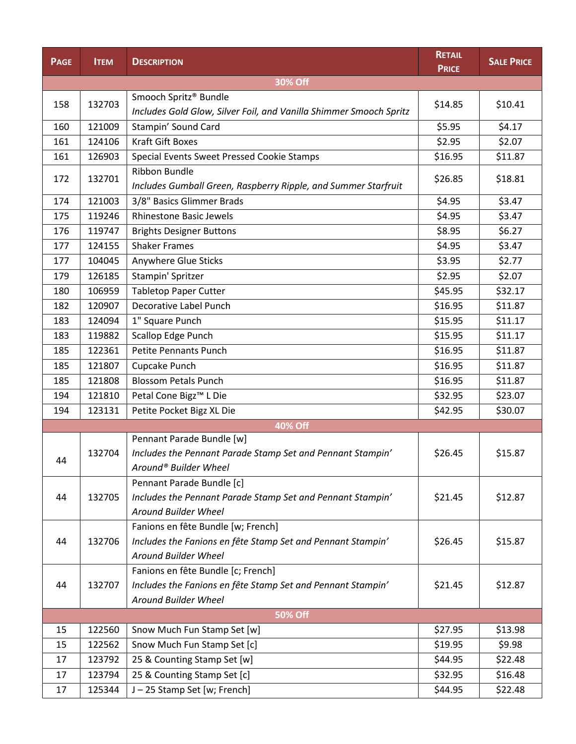| PAGE | ITEM | DESCRIPTION | RETAIL PRICE | SALE PRICE |
|---|---|---|---|---|
| **30% Off** | | | | |
| 158 | 132703 | Smooch Spritz® Bundle<br>*Includes Gold Glow, Silver Foil, and Vanilla Shimmer Smooch Spritz* | $14.85 | $10.41 |
| 160 | 121009 | Stampin' Sound Card | $5.95 | $4.17 |
| 161 | 124106 | Kraft Gift Boxes | $2.95 | $2.07 |
| 161 | 126903 | Special Events Sweet Pressed Cookie Stamps | $16.95 | $11.87 |
| 172 | 132701 | Ribbon Bundle<br>*Includes Gumball Green, Raspberry Ripple, and Summer Starfruit* | $26.85 | $18.81 |
| 174 | 121003 | 3/8" Basics Glimmer Brads | $4.95 | $3.47 |
| 175 | 119246 | Rhinestone Basic Jewels | $4.95 | $3.47 |
| 176 | 119747 | Brights Designer Buttons | $8.95 | $6.27 |
| 177 | 124155 | Shaker Frames | $4.95 | $3.47 |
| 177 | 104045 | Anywhere Glue Sticks | $3.95 | $2.77 |
| 179 | 126185 | Stampin' Spritzer | $2.95 | $2.07 |
| 180 | 106959 | Tabletop Paper Cutter | $45.95 | $32.17 |
| 182 | 120907 | Decorative Label Punch | $16.95 | $11.87 |
| 183 | 124094 | 1" Square Punch | $15.95 | $11.17 |
| 183 | 119882 | Scallop Edge Punch | $15.95 | $11.17 |
| 185 | 122361 | Petite Pennants Punch | $16.95 | $11.87 |
| 185 | 121807 | Cupcake Punch | $16.95 | $11.87 |
| 185 | 121808 | Blossom Petals Punch | $16.95 | $11.87 |
| 194 | 121810 | Petal Cone Bigz™ L Die | $32.95 | $23.07 |
| 194 | 123131 | Petite Pocket Bigz XL Die | $42.95 | $30.07 |
| **40% Off** | | | | |
| 44 | 132704 | Pennant Parade Bundle [w]<br>*Includes the Pennant Parade Stamp Set and Pennant Stampin' Around® Builder Wheel* | $26.45 | $15.87 |
| 44 | 132705 | Pennant Parade Bundle [c]<br>*Includes the Pennant Parade Stamp Set and Pennant Stampin' Around Builder Wheel* | $21.45 | $12.87 |
| 44 | 132706 | Fanions en fête Bundle [w; French]<br>*Includes the Fanions en fête Stamp Set and Pennant Stampin' Around Builder Wheel* | $26.45 | $15.87 |
| 44 | 132707 | Fanions en fête Bundle [c; French]<br>*Includes the Fanions en fête Stamp Set and Pennant Stampin' Around Builder Wheel* | $21.45 | $12.87 |
| **50% Off** | | | | |
| 15 | 122560 | Snow Much Fun Stamp Set [w] | $27.95 | $13.98 |
| 15 | 122562 | Snow Much Fun Stamp Set [c] | $19.95 | $9.98 |
| 17 | 123792 | 25 & Counting Stamp Set [w] | $44.95 | $22.48 |
| 17 | 123794 | 25 & Counting Stamp Set [c] | $32.95 | $16.48 |
| 17 | 125344 | J – 25 Stamp Set [w; French] | $44.95 | $22.48 |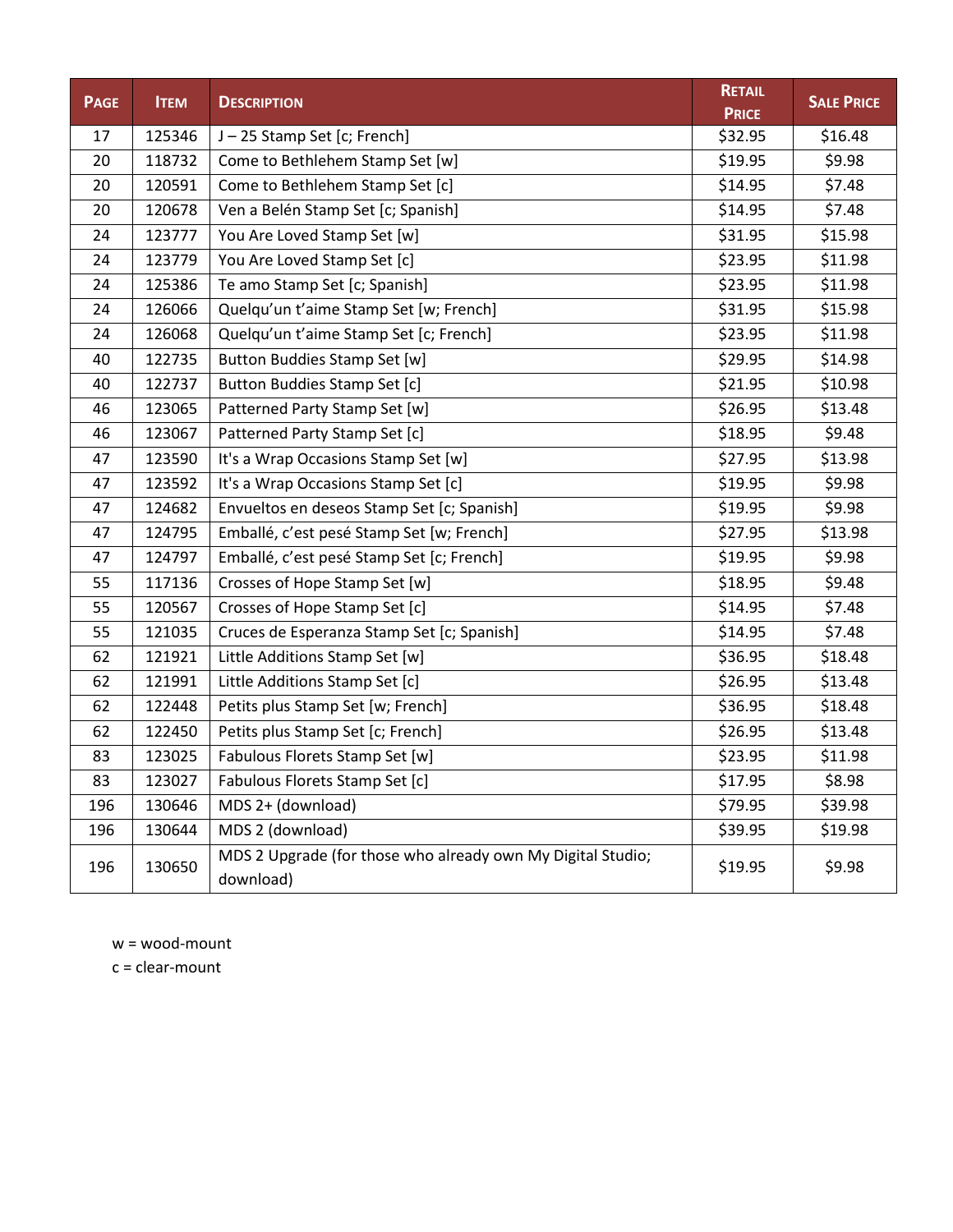| Page | Item | Description | Retail Price | Sale Price |
|---|---|---|---|---|
| 17 | 125346 | J – 25 Stamp Set [c; French] | $32.95 | $16.48 |
| 20 | 118732 | Come to Bethlehem Stamp Set [w] | $19.95 | $9.98 |
| 20 | 120591 | Come to Bethlehem Stamp Set [c] | $14.95 | $7.48 |
| 20 | 120678 | Ven a Belén Stamp Set [c; Spanish] | $14.95 | $7.48 |
| 24 | 123777 | You Are Loved Stamp Set [w] | $31.95 | $15.98 |
| 24 | 123779 | You Are Loved Stamp Set [c] | $23.95 | $11.98 |
| 24 | 125386 | Te amo Stamp Set [c; Spanish] | $23.95 | $11.98 |
| 24 | 126066 | Quelqu'un t'aime Stamp Set [w; French] | $31.95 | $15.98 |
| 24 | 126068 | Quelqu'un t'aime Stamp Set [c; French] | $23.95 | $11.98 |
| 40 | 122735 | Button Buddies Stamp Set [w] | $29.95 | $14.98 |
| 40 | 122737 | Button Buddies Stamp Set [c] | $21.95 | $10.98 |
| 46 | 123065 | Patterned Party Stamp Set [w] | $26.95 | $13.48 |
| 46 | 123067 | Patterned Party Stamp Set [c] | $18.95 | $9.48 |
| 47 | 123590 | It's a Wrap Occasions Stamp Set [w] | $27.95 | $13.98 |
| 47 | 123592 | It's a Wrap Occasions Stamp Set [c] | $19.95 | $9.98 |
| 47 | 124682 | Envueltos en deseos Stamp Set [c; Spanish] | $19.95 | $9.98 |
| 47 | 124795 | Emballé, c'est pesé Stamp Set [w; French] | $27.95 | $13.98 |
| 47 | 124797 | Emballé, c'est pesé Stamp Set [c; French] | $19.95 | $9.98 |
| 55 | 117136 | Crosses of Hope Stamp Set [w] | $18.95 | $9.48 |
| 55 | 120567 | Crosses of Hope Stamp Set [c] | $14.95 | $7.48 |
| 55 | 121035 | Cruces de Esperanza Stamp Set [c; Spanish] | $14.95 | $7.48 |
| 62 | 121921 | Little Additions Stamp Set [w] | $36.95 | $18.48 |
| 62 | 121991 | Little Additions Stamp Set [c] | $26.95 | $13.48 |
| 62 | 122448 | Petits plus Stamp Set [w; French] | $36.95 | $18.48 |
| 62 | 122450 | Petits plus Stamp Set [c; French] | $26.95 | $13.48 |
| 83 | 123025 | Fabulous Florets Stamp Set [w] | $23.95 | $11.98 |
| 83 | 123027 | Fabulous Florets Stamp Set [c] | $17.95 | $8.98 |
| 196 | 130646 | MDS 2+ (download) | $79.95 | $39.98 |
| 196 | 130644 | MDS 2 (download) | $39.95 | $19.98 |
| 196 | 130650 | MDS 2 Upgrade (for those who already own My Digital Studio; download) | $19.95 | $9.98 |

w = wood-mount

c = clear-mount